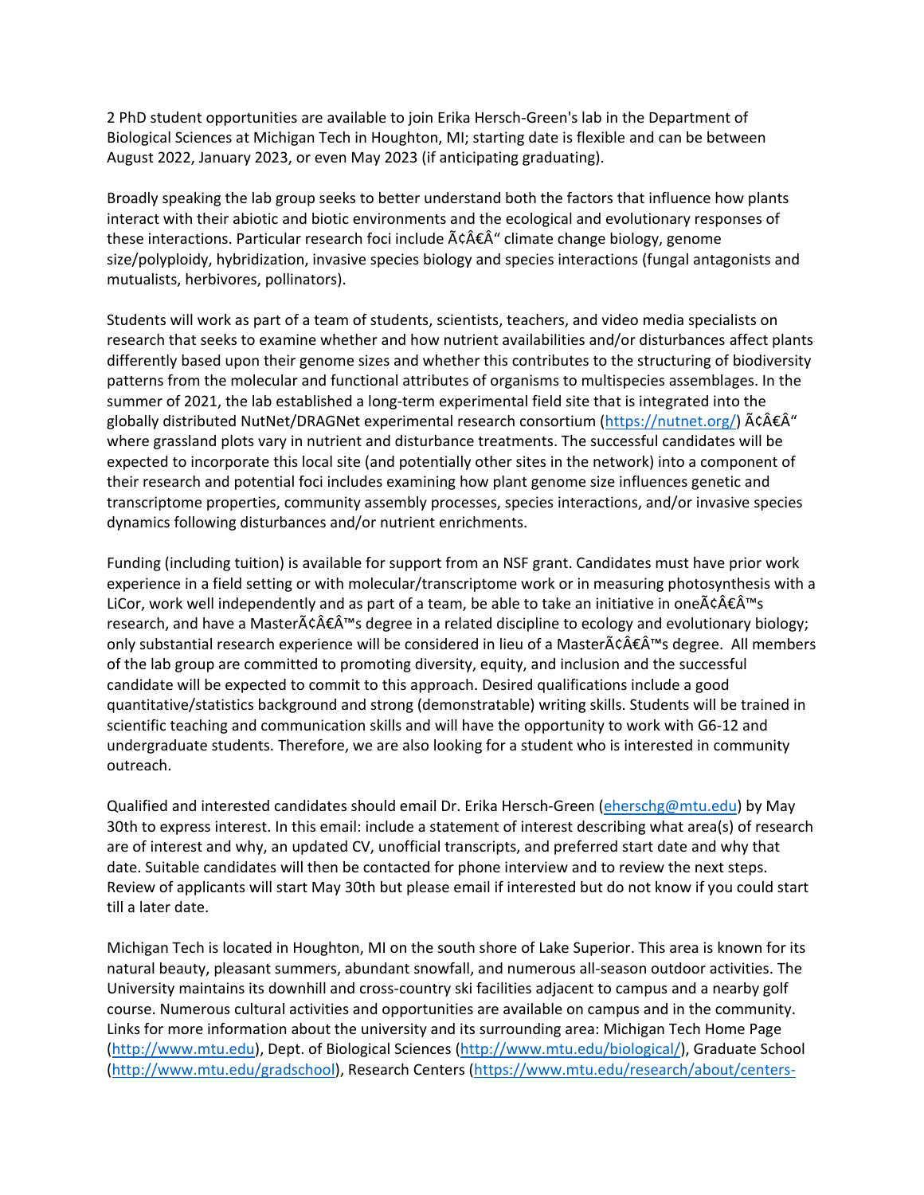2 PhD student opportunities are available to join Erika Hersch-Green's lab in the Department of Biological Sciences at Michigan Tech in Houghton, MI; starting date is flexible and can be between August 2022, January 2023, or even May 2023 (if anticipating graduating).

Broadly speaking the lab group seeks to better understand both the factors that influence how plants interact with their abiotic and biotic environments and the ecological and evolutionary responses of these interactions. Particular research foci include Ã¢Â€Â“ climate change biology, genome size/polyploidy, hybridization, invasive species biology and species interactions (fungal antagonists and mutualists, herbivores, pollinators).

Students will work as part of a team of students, scientists, teachers, and video media specialists on research that seeks to examine whether and how nutrient availabilities and/or disturbances affect plants differently based upon their genome sizes and whether this contributes to the structuring of biodiversity patterns from the molecular and functional attributes of organisms to multispecies assemblages. In the summer of 2021, the lab established a long-term experimental field site that is integrated into the globally distributed NutNet/DRAGNet experimental research consortium (https://nutnet.org/) Ã¢Â€Â“ where grassland plots vary in nutrient and disturbance treatments. The successful candidates will be expected to incorporate this local site (and potentially other sites in the network) into a component of their research and potential foci includes examining how plant genome size influences genetic and transcriptome properties, community assembly processes, species interactions, and/or invasive species dynamics following disturbances and/or nutrient enrichments.

Funding (including tuition) is available for support from an NSF grant. Candidates must have prior work experience in a field setting or with molecular/transcriptome work or in measuring photosynthesis with a LiCor, work well independently and as part of a team, be able to take an initiative in oneÃ¢Â€Â™s research, and have a MasterÃ¢Â€Â™s degree in a related discipline to ecology and evolutionary biology; only substantial research experience will be considered in lieu of a MasterÃ¢Â€Â™s degree. All members of the lab group are committed to promoting diversity, equity, and inclusion and the successful candidate will be expected to commit to this approach. Desired qualifications include a good quantitative/statistics background and strong (demonstratable) writing skills. Students will be trained in scientific teaching and communication skills and will have the opportunity to work with G6-12 and undergraduate students. Therefore, we are also looking for a student who is interested in community outreach.

Qualified and interested candidates should email Dr. Erika Hersch-Green (eherschg@mtu.edu) by May 30th to express interest. In this email: include a statement of interest describing what area(s) of research are of interest and why, an updated CV, unofficial transcripts, and preferred start date and why that date. Suitable candidates will then be contacted for phone interview and to review the next steps. Review of applicants will start May 30th but please email if interested but do not know if you could start till a later date.

Michigan Tech is located in Houghton, MI on the south shore of Lake Superior. This area is known for its natural beauty, pleasant summers, abundant snowfall, and numerous all-season outdoor activities. The University maintains its downhill and cross-country ski facilities adjacent to campus and a nearby golf course. Numerous cultural activities and opportunities are available on campus and in the community. Links for more information about the university and its surrounding area: Michigan Tech Home Page (http://www.mtu.edu), Dept. of Biological Sciences (http://www.mtu.edu/biological/), Graduate School (http://www.mtu.edu/gradschool), Research Centers (https://www.mtu.edu/research/about/centers-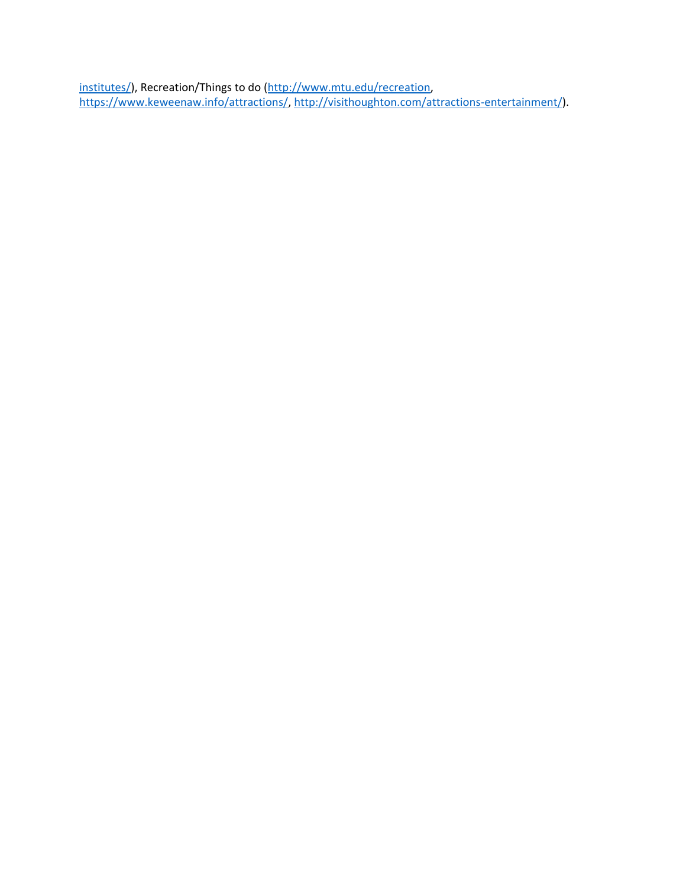institutes/), Recreation/Things to do (http://www.mtu.edu/recreation, https://www.keweenaw.info/attractions/, http://visithoughton.com/attractions-entertainment/).